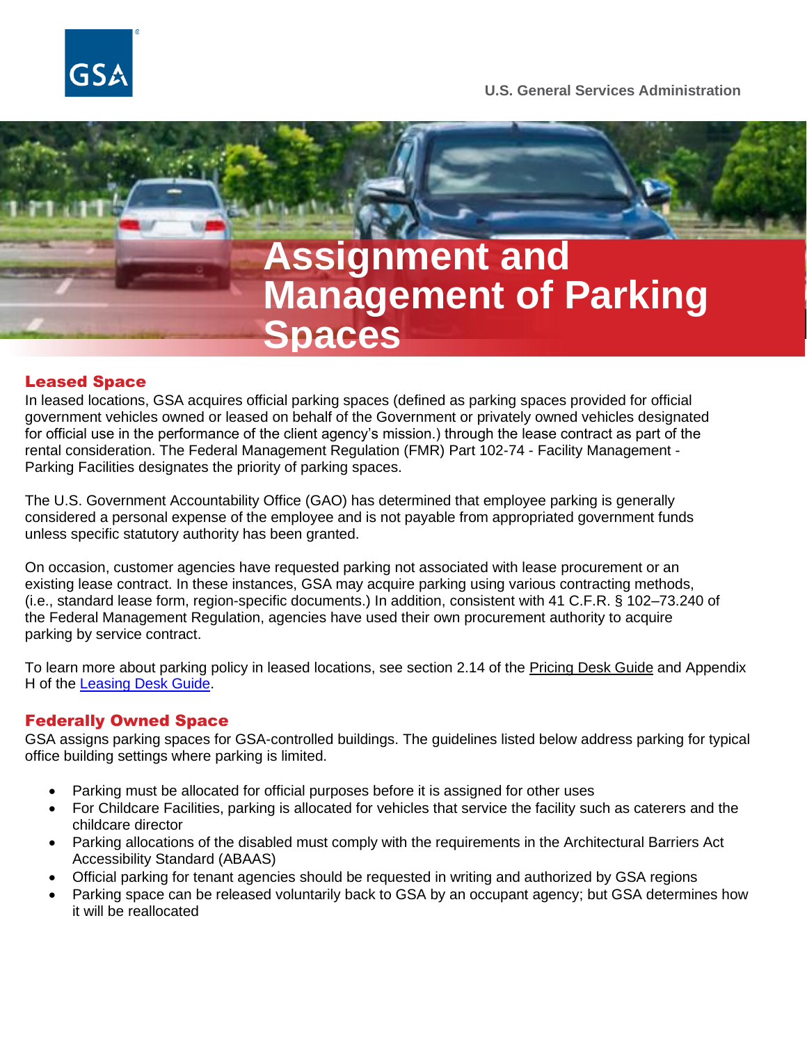U.S. General Services Administration

# Assignment and Management of Parking Spaces

## Leased Space

In leased locations, GSA acquires official parking spaces (defined as parking spaces provided for official government vehicles owned or leased on behalf of the Government or privately owned vehicles designated for official use in the performance of the client agency's mission.) through the lease contract as part of the rental consideration. The Federal Management Regulation (FMR) Part 102-74 - Facility Management - Parking Facilities designates the priority of parking spaces.

The U.S. Government Accountability Office (GAO) has determined that employee parking is generally considered a personal expense of the employee and is not payable from appropriated government funds unless specific statutory authority has been granted.

On occasion, customer agencies have requested parking not associated with lease procurement or an existing lease contract. In these instances, GSA may acquire parking using various contracting methods, (i.e., standard lease form, region-specific documents.) In addition, consistent with 41 C.F.R. § 102–73.240 of the Federal Management Regulation, agencies have used their own procurement authority to acquire parking by service contract.

To learn more about parking policy in leased locations, see section 2.14 of the Pricing Desk Guide and Appendix H of the Leasing Desk Guide.

## Federally Owned Space

GSA assigns parking spaces for GSA-controlled buildings. The guidelines listed below address parking for typical office building settings where parking is limited.

- Parking must be allocated for official purposes before it is assigned for other uses
- For Childcare Facilities, parking is allocated for vehicles that service the facility such as caterers and the childcare director
- Parking allocations of the disabled must comply with the requirements in the Architectural Barriers Act Accessibility Standard (ABAAS)
- Official parking for tenant agencies should be requested in writing and authorized by GSA regions
- Parking space can be released voluntarily back to GSA by an occupant agency; but GSA determines how it will be reallocated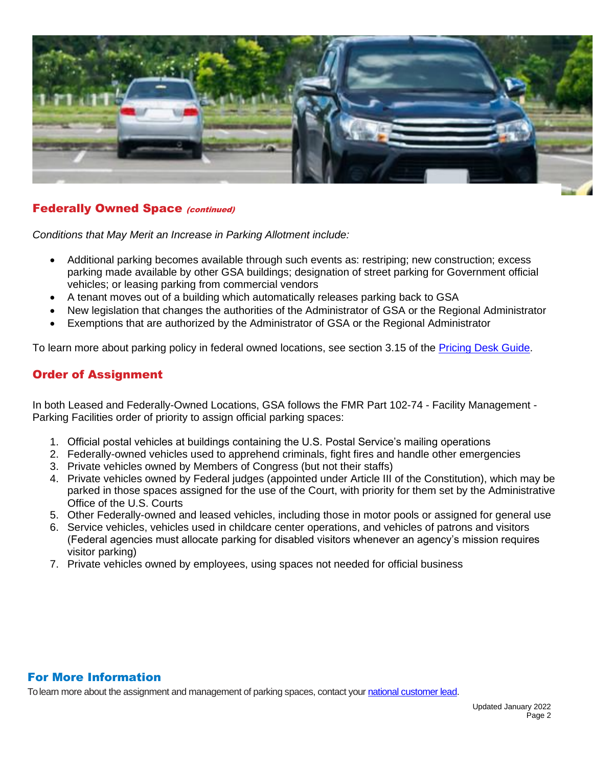## Federally Owned Space *(continued)*

*Conditions that May Merit an Increase in Parking Allotment include:*

- Additional parking becomes available through such events as: restriping; new construction; excess parking made available by other GSA buildings; designation of street parking for Government official vehicles; or leasing parking from commercial vendors
- A tenant moves out of a building which automatically releases parking back to GSA
- New legislation that changes the authorities of the Administrator of GSA or the Regional Administrator
- Exemptions that are authorized by the Administrator of GSA or the Regional Administrator

To learn more about parking policy in federal owned locations, see section 3.15 of the Pricing Desk Guide.

## Order of Assignment

In both Leased and Federally-Owned Locations, GSA follows the FMR Part 102-74 - Facility Management - Parking Facilities order of priority to assign official parking spaces:

1. Official postal vehicles at buildings containing the U.S. Postal Service's mailing operations
2. Federally-owned vehicles used to apprehend criminals, fight fires and handle other emergencies
3. Private vehicles owned by Members of Congress (but not their staffs)
4. Private vehicles owned by Federal judges (appointed under Article III of the Constitution), which may be parked in those spaces assigned for the use of the Court, with priority for them set by the Administrative Office of the U.S. Courts
5. Other Federally-owned and leased vehicles, including those in motor pools or assigned for general use
6. Service vehicles, vehicles used in childcare center operations, and vehicles of patrons and visitors (Federal agencies must allocate parking for disabled visitors whenever an agency's mission requires visitor parking)
7. Private vehicles owned by employees, using spaces not needed for official business

## For More Information

To learn more about the assignment and management of parking spaces, contact your national customer lead.

Updated January 2022